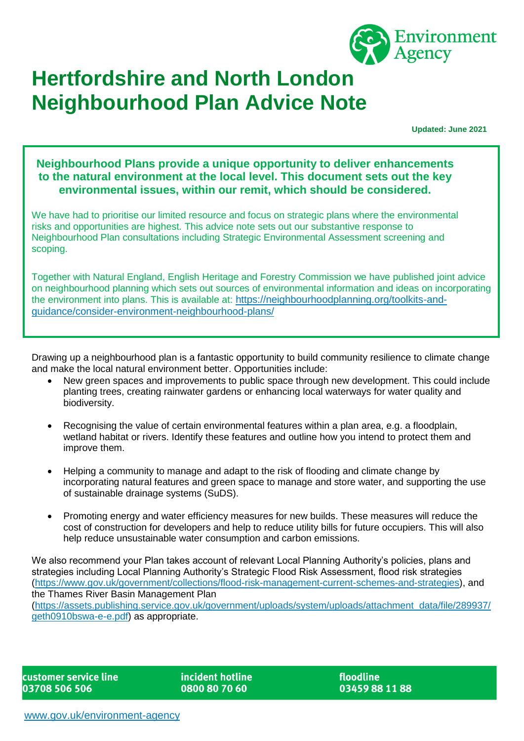# Hertfordshire and North London Neighbourhood Plan Advice Note

**Updated: June 2021**

**Neighbourhood Plans provide a unique opportunity to deliver enhancements to the natural environment at the local level. This document sets out the key environmental issues, within our remit, which should be considered.**

We have had to prioritise our limited resource and focus on strategic plans where the environmental risks and opportunities are highest. This advice note sets out our substantive response to Neighbourhood Plan consultations including Strategic Environmental Assessment screening and scoping.

Together with Natural England, English Heritage and Forestry Commission we have published joint advice on neighbourhood planning which sets out sources of environmental information and ideas on incorporating the environment into plans. This is available at: https://neighbourhoodplanning.org/toolkits-and-guidance/consider-environment-neighbourhood-plans/

Drawing up a neighbourhood plan is a fantastic opportunity to build community resilience to climate change and make the local natural environment better. Opportunities include:

- New green spaces and improvements to public space through new development. This could include planting trees, creating rainwater gardens or enhancing local waterways for water quality and biodiversity.
- Recognising the value of certain environmental features within a plan area, e.g. a floodplain, wetland habitat or rivers. Identify these features and outline how you intend to protect them and improve them.
- Helping a community to manage and adapt to the risk of flooding and climate change by incorporating natural features and green space to manage and store water, and supporting the use of sustainable drainage systems (SuDS).
- Promoting energy and water efficiency measures for new builds. These measures will reduce the cost of construction for developers and help to reduce utility bills for future occupiers. This will also help reduce unsustainable water consumption and carbon emissions.

We also recommend your Plan takes account of relevant Local Planning Authority's policies, plans and strategies including Local Planning Authority's Strategic Flood Risk Assessment, flood risk strategies (https://www.gov.uk/government/collections/flood-risk-management-current-schemes-and-strategies), and the Thames River Basin Management Plan (https://assets.publishing.service.gov.uk/government/uploads/system/uploads/attachment_data/file/289937/geth0910bswa-e-e.pdf) as appropriate.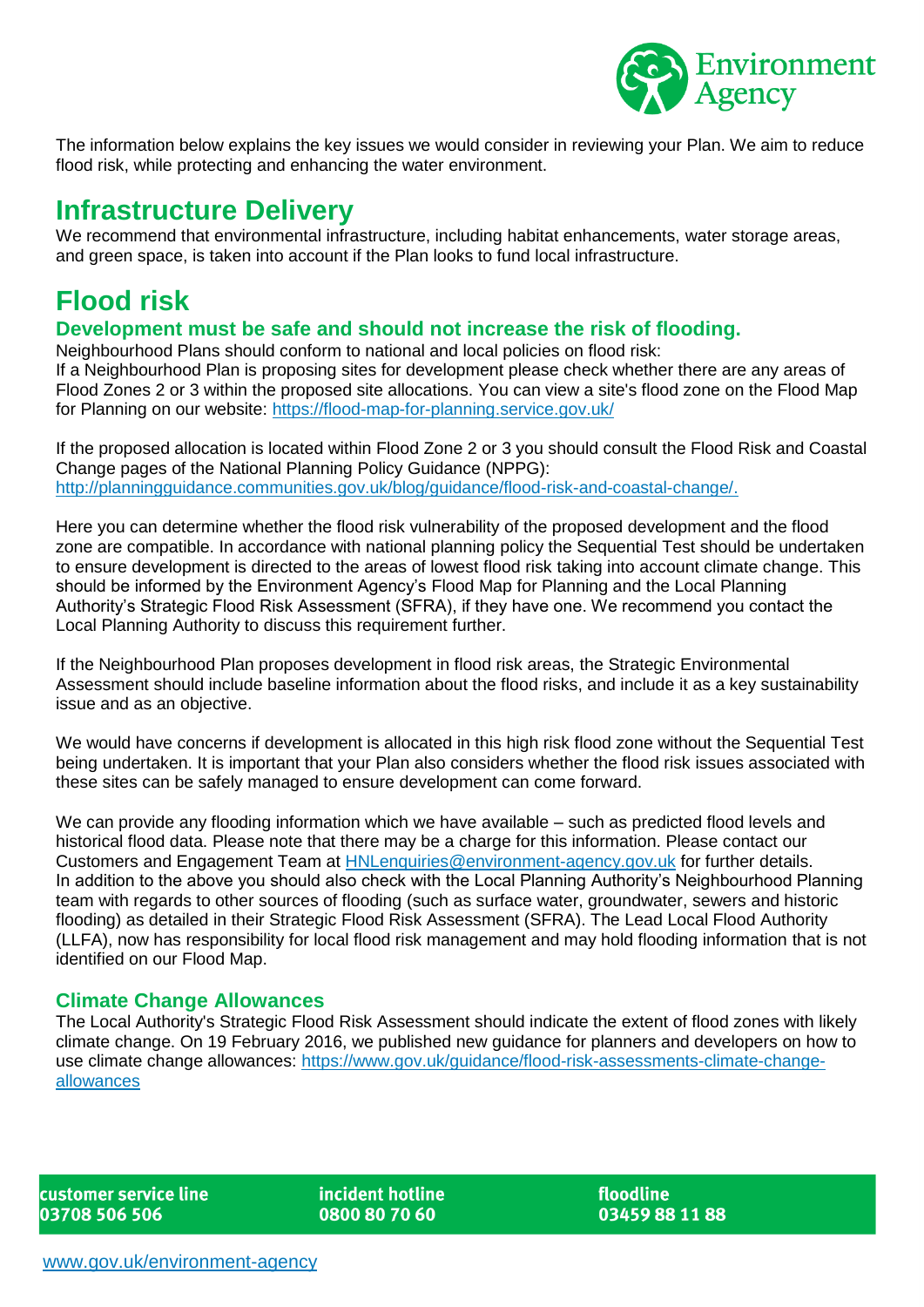The information below explains the key issues we would consider in reviewing your Plan. We aim to reduce flood risk, while protecting and enhancing the water environment.

# Infrastructure Delivery

We recommend that environmental infrastructure, including habitat enhancements, water storage areas, and green space, is taken into account if the Plan looks to fund local infrastructure.

# Flood risk

### Development must be safe and should not increase the risk of flooding.

Neighbourhood Plans should conform to national and local policies on flood risk:
If a Neighbourhood Plan is proposing sites for development please check whether there are any areas of Flood Zones 2 or 3 within the proposed site allocations. You can view a site's flood zone on the Flood Map for Planning on our website: https://flood-map-for-planning.service.gov.uk/

If the proposed allocation is located within Flood Zone 2 or 3 you should consult the Flood Risk and Coastal Change pages of the National Planning Policy Guidance (NPPG):
http://planningguidance.communities.gov.uk/blog/guidance/flood-risk-and-coastal-change/.

Here you can determine whether the flood risk vulnerability of the proposed development and the flood zone are compatible. In accordance with national planning policy the Sequential Test should be undertaken to ensure development is directed to the areas of lowest flood risk taking into account climate change. This should be informed by the Environment Agency's Flood Map for Planning and the Local Planning Authority's Strategic Flood Risk Assessment (SFRA), if they have one. We recommend you contact the Local Planning Authority to discuss this requirement further.

If the Neighbourhood Plan proposes development in flood risk areas, the Strategic Environmental Assessment should include baseline information about the flood risks, and include it as a key sustainability issue and as an objective.

We would have concerns if development is allocated in this high risk flood zone without the Sequential Test being undertaken. It is important that your Plan also considers whether the flood risk issues associated with these sites can be safely managed to ensure development can come forward.

We can provide any flooding information which we have available – such as predicted flood levels and historical flood data. Please note that there may be a charge for this information. Please contact our Customers and Engagement Team at HNLenquiries@environment-agency.gov.uk for further details.
In addition to the above you should also check with the Local Planning Authority's Neighbourhood Planning team with regards to other sources of flooding (such as surface water, groundwater, sewers and historic flooding) as detailed in their Strategic Flood Risk Assessment (SFRA). The Lead Local Flood Authority (LLFA), now has responsibility for local flood risk management and may hold flooding information that is not identified on our Flood Map.

### Climate Change Allowances

The Local Authority's Strategic Flood Risk Assessment should indicate the extent of flood zones with likely climate change. On 19 February 2016, we published new guidance for planners and developers on how to use climate change allowances: https://www.gov.uk/guidance/flood-risk-assessments-climate-change-allowances

**customer service line**
**03708 506 506**

**incident hotline**
**0800 80 70 60**

**floodline**
**03459 88 11 88**

www.gov.uk/environment-agency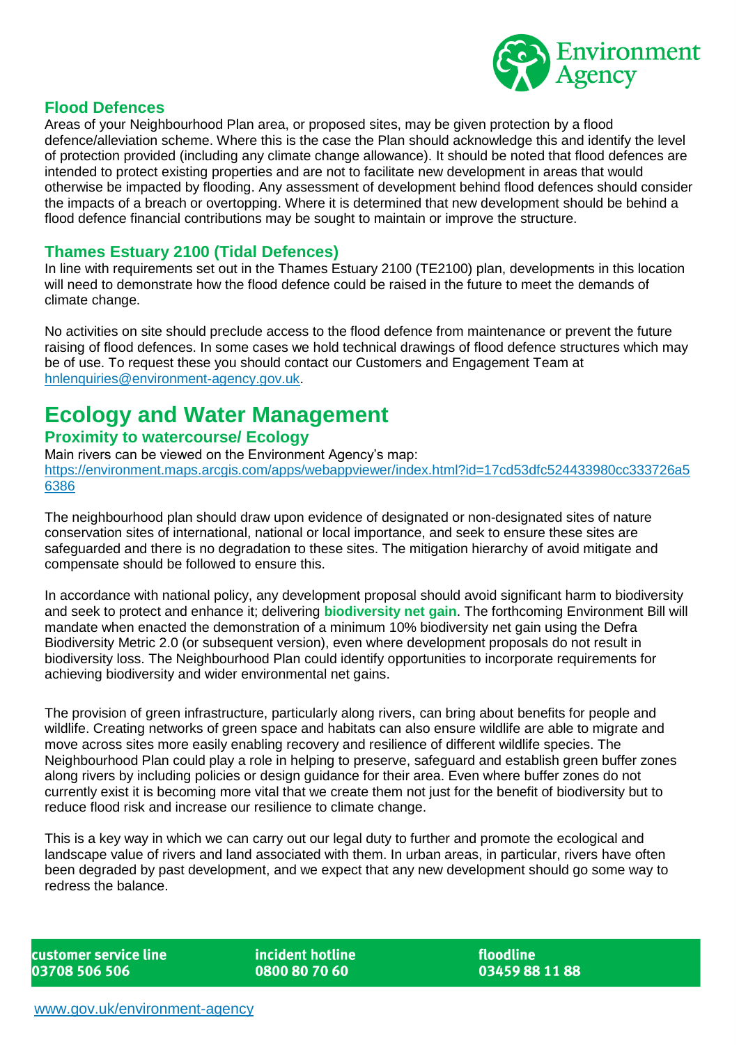### Flood Defences

Areas of your Neighbourhood Plan area, or proposed sites, may be given protection by a flood defence/alleviation scheme. Where this is the case the Plan should acknowledge this and identify the level of protection provided (including any climate change allowance). It should be noted that flood defences are intended to protect existing properties and are not to facilitate new development in areas that would otherwise be impacted by flooding. Any assessment of development behind flood defences should consider the impacts of a breach or overtopping. Where it is determined that new development should be behind a flood defence financial contributions may be sought to maintain or improve the structure.

### Thames Estuary 2100 (Tidal Defences)

In line with requirements set out in the Thames Estuary 2100 (TE2100) plan, developments in this location will need to demonstrate how the flood defence could be raised in the future to meet the demands of climate change.

No activities on site should preclude access to the flood defence from maintenance or prevent the future raising of flood defences. In some cases we hold technical drawings of flood defence structures which may be of use. To request these you should contact our Customers and Engagement Team at hnlenquiries@environment-agency.gov.uk.

## Ecology and Water Management

### Proximity to watercourse/ Ecology

Main rivers can be viewed on the Environment Agency's map:
https://environment.maps.arcgis.com/apps/webappviewer/index.html?id=17cd53dfc524433980cc333726a56386

The neighbourhood plan should draw upon evidence of designated or non-designated sites of nature conservation sites of international, national or local importance, and seek to ensure these sites are safeguarded and there is no degradation to these sites. The mitigation hierarchy of avoid mitigate and compensate should be followed to ensure this.

In accordance with national policy, any development proposal should avoid significant harm to biodiversity and seek to protect and enhance it; delivering **biodiversity net gain**. The forthcoming Environment Bill will mandate when enacted the demonstration of a minimum 10% biodiversity net gain using the Defra Biodiversity Metric 2.0 (or subsequent version), even where development proposals do not result in biodiversity loss. The Neighbourhood Plan could identify opportunities to incorporate requirements for achieving biodiversity and wider environmental net gains.

The provision of green infrastructure, particularly along rivers, can bring about benefits for people and wildlife. Creating networks of green space and habitats can also ensure wildlife are able to migrate and move across sites more easily enabling recovery and resilience of different wildlife species. The Neighbourhood Plan could play a role in helping to preserve, safeguard and establish green buffer zones along rivers by including policies or design guidance for their area. Even where buffer zones do not currently exist it is becoming more vital that we create them not just for the benefit of biodiversity but to reduce flood risk and increase our resilience to climate change.

This is a key way in which we can carry out our legal duty to further and promote the ecological and landscape value of rivers and land associated with them. In urban areas, in particular, rivers have often been degraded by past development, and we expect that any new development should go some way to redress the balance.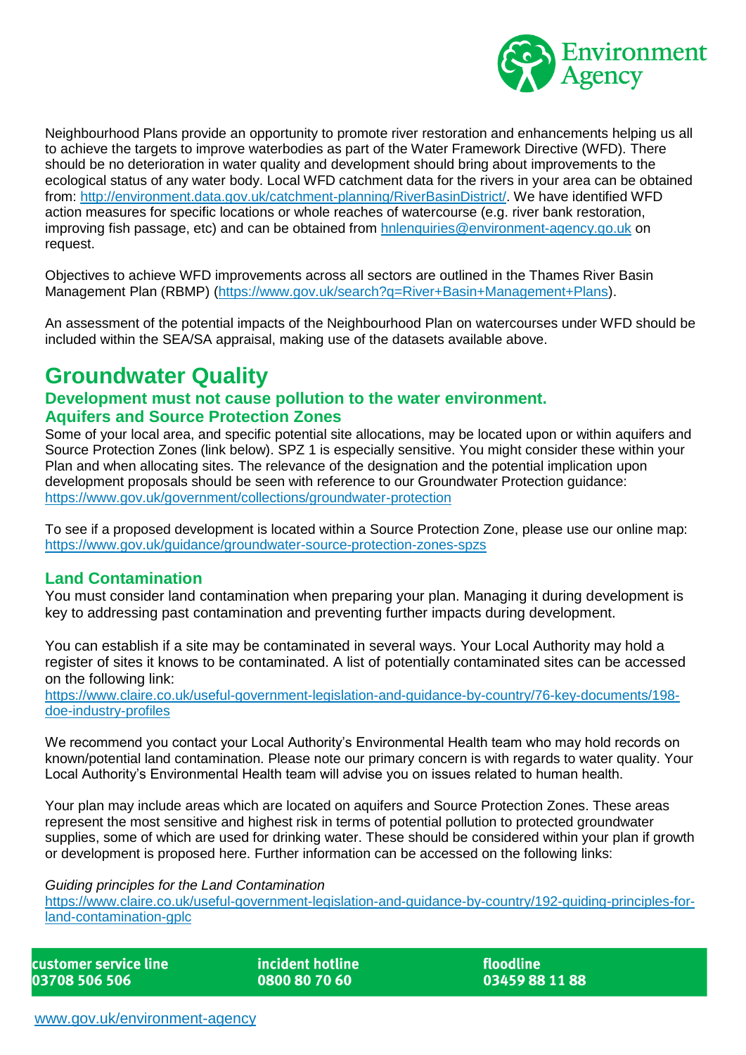Neighbourhood Plans provide an opportunity to promote river restoration and enhancements helping us all to achieve the targets to improve waterbodies as part of the Water Framework Directive (WFD). There should be no deterioration in water quality and development should bring about improvements to the ecological status of any water body. Local WFD catchment data for the rivers in your area can be obtained from: http://environment.data.gov.uk/catchment-planning/RiverBasinDistrict/. We have identified WFD action measures for specific locations or whole reaches of watercourse (e.g. river bank restoration, improving fish passage, etc) and can be obtained from hnlenquiries@environment-agency.go.uk on request.

Objectives to achieve WFD improvements across all sectors are outlined in the Thames River Basin Management Plan (RBMP) (https://www.gov.uk/search?q=River+Basin+Management+Plans).

An assessment of the potential impacts of the Neighbourhood Plan on watercourses under WFD should be included within the SEA/SA appraisal, making use of the datasets available above.

# Groundwater Quality

## Development must not cause pollution to the water environment.

## Aquifers and Source Protection Zones

Some of your local area, and specific potential site allocations, may be located upon or within aquifers and Source Protection Zones (link below). SPZ 1 is especially sensitive. You might consider these within your Plan and when allocating sites. The relevance of the designation and the potential implication upon development proposals should be seen with reference to our Groundwater Protection guidance: https://www.gov.uk/government/collections/groundwater-protection

To see if a proposed development is located within a Source Protection Zone, please use our online map: https://www.gov.uk/guidance/groundwater-source-protection-zones-spzs

## Land Contamination

You must consider land contamination when preparing your plan. Managing it during development is key to addressing past contamination and preventing further impacts during development.

You can establish if a site may be contaminated in several ways. Your Local Authority may hold a register of sites it knows to be contaminated. A list of potentially contaminated sites can be accessed on the following link:
https://www.claire.co.uk/useful-government-legislation-and-guidance-by-country/76-key-documents/198-doe-industry-profiles

We recommend you contact your Local Authority's Environmental Health team who may hold records on known/potential land contamination. Please note our primary concern is with regards to water quality. Your Local Authority's Environmental Health team will advise you on issues related to human health.

Your plan may include areas which are located on aquifers and Source Protection Zones. These areas represent the most sensitive and highest risk in terms of potential pollution to protected groundwater supplies, some of which are used for drinking water. These should be considered within your plan if growth or development is proposed here. Further information can be accessed on the following links:

*Guiding principles for the Land Contamination*
https://www.claire.co.uk/useful-government-legislation-and-guidance-by-country/192-guiding-principles-for-land-contamination-gplc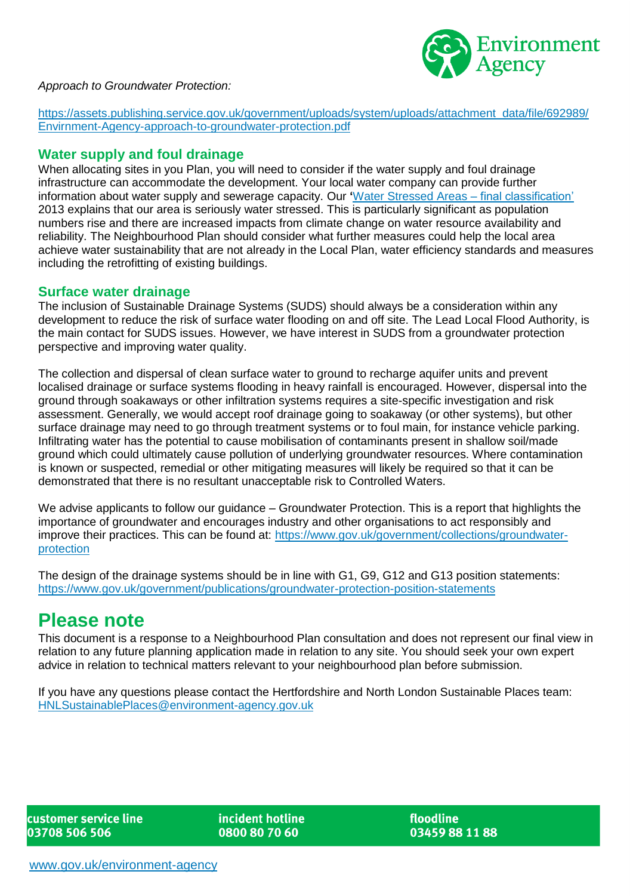*Approach to Groundwater Protection:*

https://assets.publishing.service.gov.uk/government/uploads/system/uploads/attachment_data/file/692989/Envirnment-Agency-approach-to-groundwater-protection.pdf

## Water supply and foul drainage

When allocating sites in you Plan, you will need to consider if the water supply and foul drainage infrastructure can accommodate the development. Your local water company can provide further information about water supply and sewerage capacity. Our '**Water Stressed Areas – final classification**' 2013 explains that our area is seriously water stressed. This is particularly significant as population numbers rise and there are increased impacts from climate change on water resource availability and reliability. The Neighbourhood Plan should consider what further measures could help the local area achieve water sustainability that are not already in the Local Plan, water efficiency standards and measures including the retrofitting of existing buildings.

## Surface water drainage

The inclusion of Sustainable Drainage Systems (SUDS) should always be a consideration within any development to reduce the risk of surface water flooding on and off site. The Lead Local Flood Authority, is the main contact for SUDS issues. However, we have interest in SUDS from a groundwater protection perspective and improving water quality.

The collection and dispersal of clean surface water to ground to recharge aquifer units and prevent localised drainage or surface systems flooding in heavy rainfall is encouraged. However, dispersal into the ground through soakaways or other infiltration systems requires a site-specific investigation and risk assessment. Generally, we would accept roof drainage going to soakaway (or other systems), but other surface drainage may need to go through treatment systems or to foul main, for instance vehicle parking. Infiltrating water has the potential to cause mobilisation of contaminants present in shallow soil/made ground which could ultimately cause pollution of underlying groundwater resources. Where contamination is known or suspected, remedial or other mitigating measures will likely be required so that it can be demonstrated that there is no resultant unacceptable risk to Controlled Waters.

We advise applicants to follow our guidance – Groundwater Protection. This is a report that highlights the importance of groundwater and encourages industry and other organisations to act responsibly and improve their practices. This can be found at: https://www.gov.uk/government/collections/groundwater-protection

The design of the drainage systems should be in line with G1, G9, G12 and G13 position statements: https://www.gov.uk/government/publications/groundwater-protection-position-statements

# Please note

This document is a response to a Neighbourhood Plan consultation and does not represent our final view in relation to any future planning application made in relation to any site. You should seek your own expert advice in relation to technical matters relevant to your neighbourhood plan before submission.

If you have any questions please contact the Hertfordshire and North London Sustainable Places team: HNLSustainablePlaces@environment-agency.gov.uk